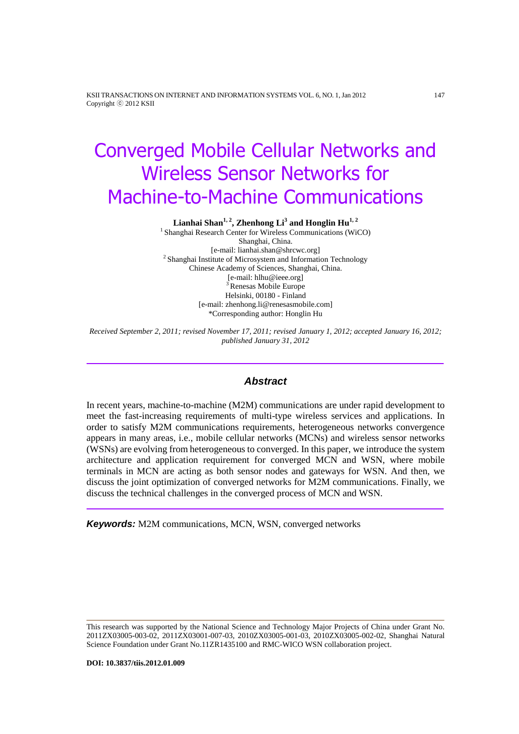# Converged Mobile Cellular Networks and Wireless Sensor Networks for Machine-to-Machine Communications

**Lianhai Shan[1, 2], Zhenhong Li[3] and Honglin Hu[1, 2]**

[1] Shanghai Research Center for Wireless Communications (WiCO)
Shanghai, China.
[e-mail: lianhai.shan@shrcwc.org]
[2] Shanghai Institute of Microsystem and Information Technology
Chinese Academy of Sciences, Shanghai, China.
[e-mail: hlhu@ieee.org]
[3] Renesas Mobile Europe
Helsinki, 00180 - Finland
[e-mail: zhenhong.li@renesasmobile.com]
*Corresponding author: Honglin Hu

*Received September 2, 2011; revised November 17, 2011; revised January 1, 2012; accepted January 16, 2012; published January 31, 2012*

## Abstract

In recent years, machine-to-machine (M2M) communications are under rapid development to meet the fast-increasing requirements of multi-type wireless services and applications. In order to satisfy M2M communications requirements, heterogeneous networks convergence appears in many areas, i.e., mobile cellular networks (MCNs) and wireless sensor networks (WSNs) are evolving from heterogeneous to converged. In this paper, we introduce the system architecture and application requirement for converged MCN and WSN, where mobile terminals in MCN are acting as both sensor nodes and gateways for WSN. And then, we discuss the joint optimization of converged networks for M2M communications. Finally, we discuss the technical challenges in the converged process of MCN and WSN.

***Keywords:*** M2M communications, MCN, WSN, converged networks

---

This research was supported by the National Science and Technology Major Projects of China under Grant No. 2011ZX03005-003-02, 2011ZX03001-007-03, 2010ZX03005-001-03, 2010ZX03005-002-02, Shanghai Natural Science Foundation under Grant No.11ZR1435100 and RMC-WICO WSN collaboration project.

**DOI: 10.3837/tiis.2012.01.009**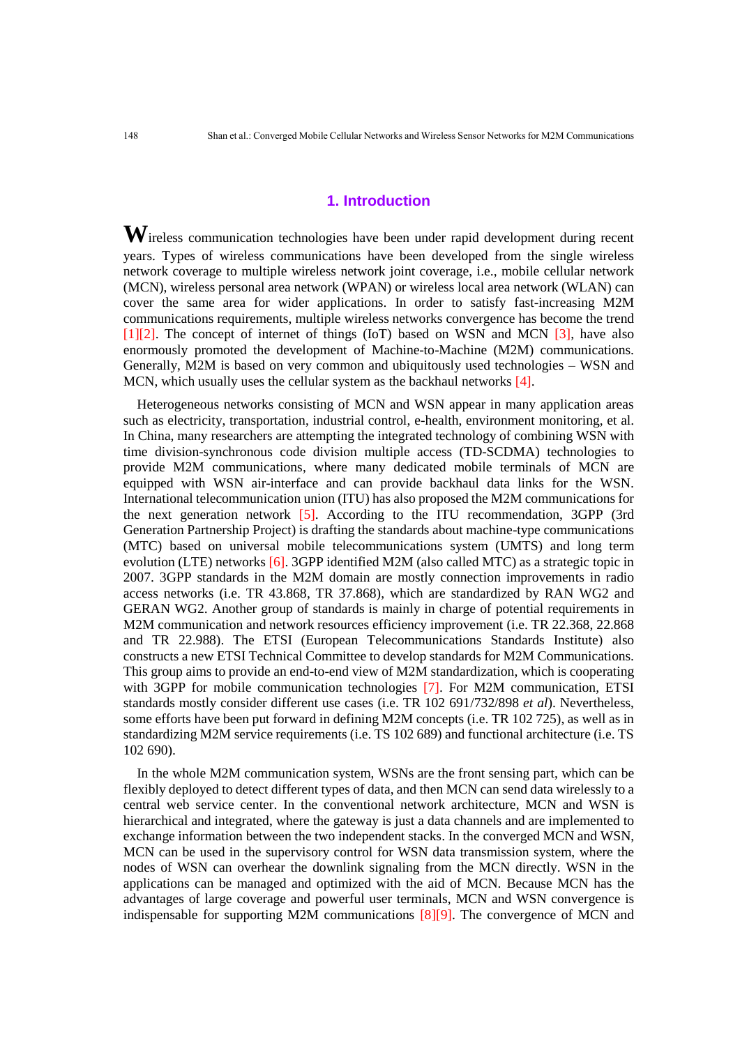## 1. Introduction

Wireless communication technologies have been under rapid development during recent years. Types of wireless communications have been developed from the single wireless network coverage to multiple wireless network joint coverage, i.e., mobile cellular network (MCN), wireless personal area network (WPAN) or wireless local area network (WLAN) can cover the same area for wider applications. In order to satisfy fast-increasing M2M communications requirements, multiple wireless networks convergence has become the trend [1][2]. The concept of internet of things (IoT) based on WSN and MCN [3], have also enormously promoted the development of Machine-to-Machine (M2M) communications. Generally, M2M is based on very common and ubiquitously used technologies – WSN and MCN, which usually uses the cellular system as the backhaul networks [4].

Heterogeneous networks consisting of MCN and WSN appear in many application areas such as electricity, transportation, industrial control, e-health, environment monitoring, et al. In China, many researchers are attempting the integrated technology of combining WSN with time division-synchronous code division multiple access (TD-SCDMA) technologies to provide M2M communications, where many dedicated mobile terminals of MCN are equipped with WSN air-interface and can provide backhaul data links for the WSN. International telecommunication union (ITU) has also proposed the M2M communications for the next generation network [5]. According to the ITU recommendation, 3GPP (3rd Generation Partnership Project) is drafting the standards about machine-type communications (MTC) based on universal mobile telecommunications system (UMTS) and long term evolution (LTE) networks [6]. 3GPP identified M2M (also called MTC) as a strategic topic in 2007. 3GPP standards in the M2M domain are mostly connection improvements in radio access networks (i.e. TR 43.868, TR 37.868), which are standardized by RAN WG2 and GERAN WG2. Another group of standards is mainly in charge of potential requirements in M2M communication and network resources efficiency improvement (i.e. TR 22.368, 22.868 and TR 22.988). The ETSI (European Telecommunications Standards Institute) also constructs a new ETSI Technical Committee to develop standards for M2M Communications. This group aims to provide an end-to-end view of M2M standardization, which is cooperating with 3GPP for mobile communication technologies [7]. For M2M communication, ETSI standards mostly consider different use cases (i.e. TR 102 691/732/898 *et al*). Nevertheless, some efforts have been put forward in defining M2M concepts (i.e. TR 102 725), as well as in standardizing M2M service requirements (i.e. TS 102 689) and functional architecture (i.e. TS 102 690).

In the whole M2M communication system, WSNs are the front sensing part, which can be flexibly deployed to detect different types of data, and then MCN can send data wirelessly to a central web service center. In the conventional network architecture, MCN and WSN is hierarchical and integrated, where the gateway is just a data channels and are implemented to exchange information between the two independent stacks. In the converged MCN and WSN, MCN can be used in the supervisory control for WSN data transmission system, where the nodes of WSN can overhear the downlink signaling from the MCN directly. WSN in the applications can be managed and optimized with the aid of MCN. Because MCN has the advantages of large coverage and powerful user terminals, MCN and WSN convergence is indispensable for supporting M2M communications [8][9]. The convergence of MCN and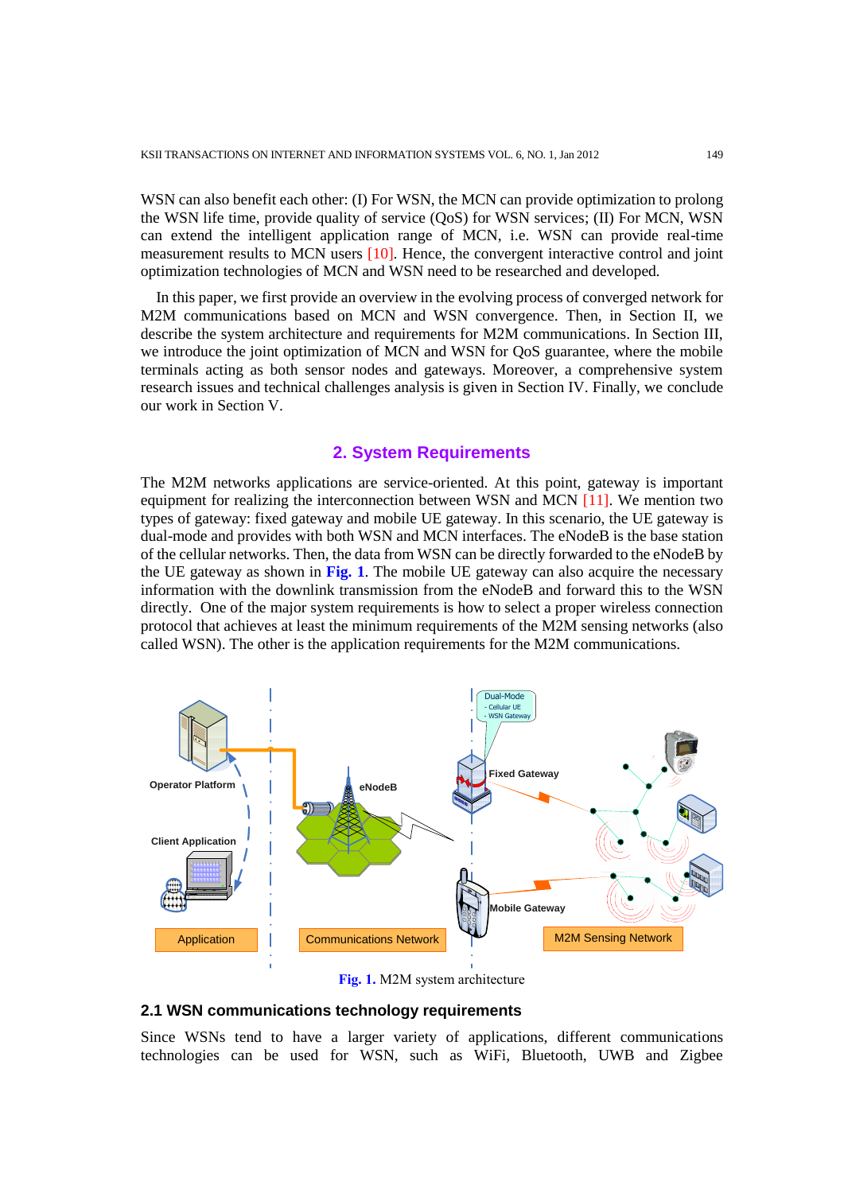WSN can also benefit each other: (I) For WSN, the MCN can provide optimization to prolong the WSN life time, provide quality of service (QoS) for WSN services; (II) For MCN, WSN can extend the intelligent application range of MCN, i.e. WSN can provide real-time measurement results to MCN users [10]. Hence, the convergent interactive control and joint optimization technologies of MCN and WSN need to be researched and developed.

In this paper, we first provide an overview in the evolving process of converged network for M2M communications based on MCN and WSN convergence. Then, in Section II, we describe the system architecture and requirements for M2M communications. In Section III, we introduce the joint optimization of MCN and WSN for QoS guarantee, where the mobile terminals acting as both sensor nodes and gateways. Moreover, a comprehensive system research issues and technical challenges analysis is given in Section IV. Finally, we conclude our work in Section V.

## 2. System Requirements

The M2M networks applications are service-oriented. At this point, gateway is important equipment for realizing the interconnection between WSN and MCN [11]. We mention two types of gateway: fixed gateway and mobile UE gateway. In this scenario, the UE gateway is dual-mode and provides with both WSN and MCN interfaces. The eNodeB is the base station of the cellular networks. Then, the data from WSN can be directly forwarded to the eNodeB by the UE gateway as shown in **Fig. 1**. The mobile UE gateway can also acquire the necessary information with the downlink transmission from the eNodeB and forward this to the WSN directly. One of the major system requirements is how to select a proper wireless connection protocol that achieves at least the minimum requirements of the M2M sensing networks (also called WSN). The other is the application requirements for the M2M communications.

**Fig. 1.** M2M system architecture

### 2.1 WSN communications technology requirements

Since WSNs tend to have a larger variety of applications, different communications technologies can be used for WSN, such as WiFi, Bluetooth, UWB and Zigbee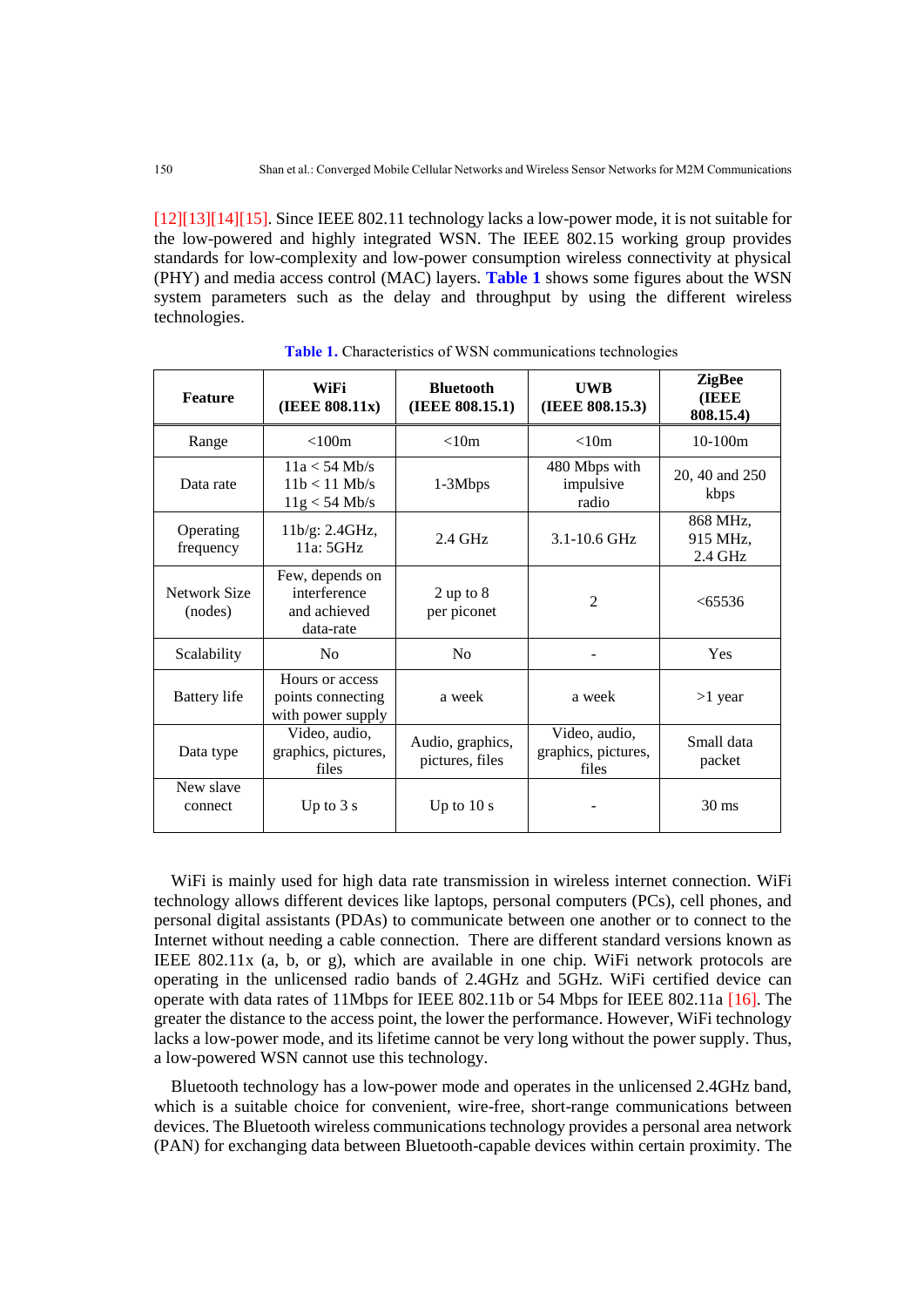[12][13][14][15]. Since IEEE 802.11 technology lacks a low-power mode, it is not suitable for the low-powered and highly integrated WSN. The IEEE 802.15 working group provides standards for low-complexity and low-power consumption wireless connectivity at physical (PHY) and media access control (MAC) layers. **Table 1** shows some figures about the WSN system parameters such as the delay and throughput by using the different wireless technologies.

**Table 1.** Characteristics of WSN communications technologies

| Feature | WiFi (IEEE 808.11x) | Bluetooth (IEEE 808.15.1) | UWB (IEEE 808.15.3) | ZigBee (IEEE 808.15.4) |
|---|---|---|---|---|
| Range | <100m | <10m | <10m | 10-100m |
| Data rate | 11a < 54 Mb/s 11b < 11 Mb/s 11g < 54 Mb/s | 1-3Mbps | 480 Mbps with impulsive radio | 20, 40 and 250 kbps |
| Operating frequency | 11b/g: 2.4GHz, 11a: 5GHz | 2.4 GHz | 3.1-10.6 GHz | 868 MHz, 915 MHz, 2.4 GHz |
| Network Size (nodes) | Few, depends on interference and achieved data-rate | 2 up to 8 per piconet | 2 | <65536 |
| Scalability | No | No | - | Yes |
| Battery life | Hours or access points connecting with power supply | a week | a week | >1 year |
| Data type | Video, audio, graphics, pictures, files | Audio, graphics, pictures, files | Video, audio, graphics, pictures, files | Small data packet |
| New slave connect | Up to 3 s | Up to 10 s | - | 30 ms |

WiFi is mainly used for high data rate transmission in wireless internet connection. WiFi technology allows different devices like laptops, personal computers (PCs), cell phones, and personal digital assistants (PDAs) to communicate between one another or to connect to the Internet without needing a cable connection. There are different standard versions known as IEEE 802.11x (a, b, or g), which are available in one chip. WiFi network protocols are operating in the unlicensed radio bands of 2.4GHz and 5GHz. WiFi certified device can operate with data rates of 11Mbps for IEEE 802.11b or 54 Mbps for IEEE 802.11a [16]. The greater the distance to the access point, the lower the performance. However, WiFi technology lacks a low-power mode, and its lifetime cannot be very long without the power supply. Thus, a low-powered WSN cannot use this technology.

Bluetooth technology has a low-power mode and operates in the unlicensed 2.4GHz band, which is a suitable choice for convenient, wire-free, short-range communications between devices. The Bluetooth wireless communications technology provides a personal area network (PAN) for exchanging data between Bluetooth-capable devices within certain proximity. The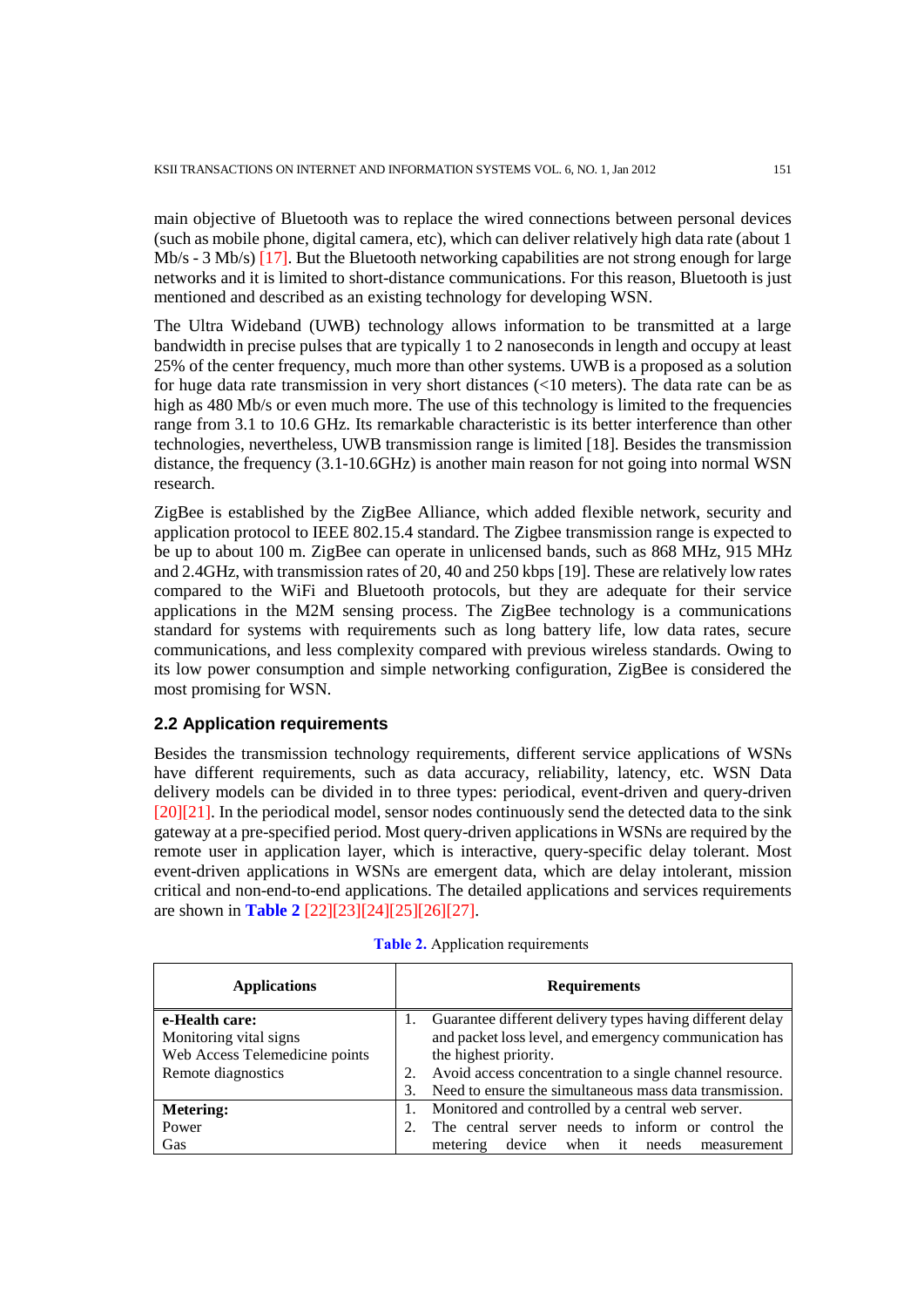main objective of Bluetooth was to replace the wired connections between personal devices (such as mobile phone, digital camera, etc), which can deliver relatively high data rate (about 1 Mb/s - 3 Mb/s) [17]. But the Bluetooth networking capabilities are not strong enough for large networks and it is limited to short-distance communications. For this reason, Bluetooth is just mentioned and described as an existing technology for developing WSN.

The Ultra Wideband (UWB) technology allows information to be transmitted at a large bandwidth in precise pulses that are typically 1 to 2 nanoseconds in length and occupy at least 25% of the center frequency, much more than other systems. UWB is a proposed as a solution for huge data rate transmission in very short distances (<10 meters). The data rate can be as high as 480 Mb/s or even much more. The use of this technology is limited to the frequencies range from 3.1 to 10.6 GHz. Its remarkable characteristic is its better interference than other technologies, nevertheless, UWB transmission range is limited [18]. Besides the transmission distance, the frequency (3.1-10.6GHz) is another main reason for not going into normal WSN research.

ZigBee is established by the ZigBee Alliance, which added flexible network, security and application protocol to IEEE 802.15.4 standard. The Zigbee transmission range is expected to be up to about 100 m. ZigBee can operate in unlicensed bands, such as 868 MHz, 915 MHz and 2.4GHz, with transmission rates of 20, 40 and 250 kbps [19]. These are relatively low rates compared to the WiFi and Bluetooth protocols, but they are adequate for their service applications in the M2M sensing process. The ZigBee technology is a communications standard for systems with requirements such as long battery life, low data rates, secure communications, and less complexity compared with previous wireless standards. Owing to its low power consumption and simple networking configuration, ZigBee is considered the most promising for WSN.

### 2.2 Application requirements

Besides the transmission technology requirements, different service applications of WSNs have different requirements, such as data accuracy, reliability, latency, etc. WSN Data delivery models can be divided in to three types: periodical, event-driven and query-driven [20][21]. In the periodical model, sensor nodes continuously send the detected data to the sink gateway at a pre-specified period. Most query-driven applications in WSNs are required by the remote user in application layer, which is interactive, query-specific delay tolerant. Most event-driven applications in WSNs are emergent data, which are delay intolerant, mission critical and non-end-to-end applications. The detailed applications and services requirements are shown in **Table 2** [22][23][24][25][26][27].

**Table 2.** Application requirements

| Applications | Requirements |
|---|---|
| **e-Health care:**<br>Monitoring vital signs<br>Web Access Telemedicine points<br>Remote diagnostics | 1. Guarantee different delivery types having different delay and packet loss level, and emergency communication has the highest priority.<br>2. Avoid access concentration to a single channel resource.<br>3. Need to ensure the simultaneous mass data transmission. |
| **Metering:**<br>Power<br>Gas | 1. Monitored and controlled by a central web server.<br>2. The central server needs to inform or control the metering device when it needs measurement |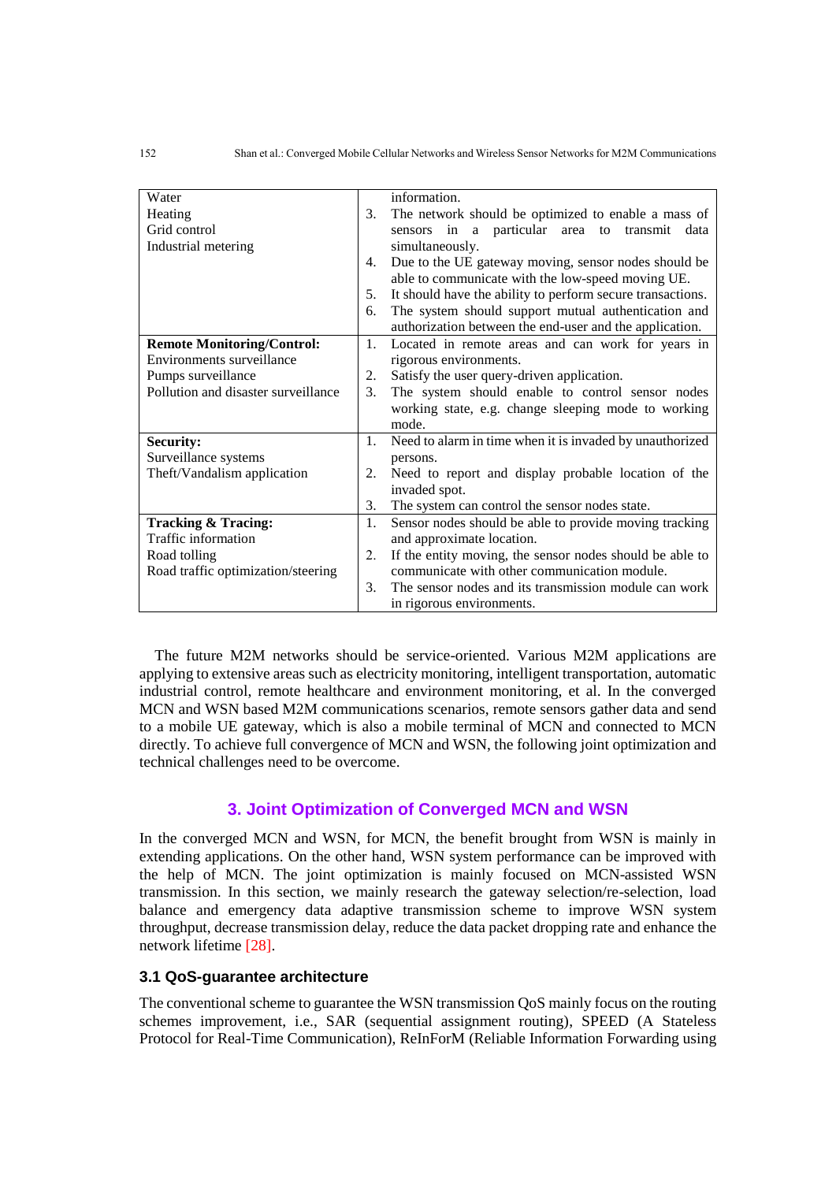| | |
|---|---|
| Water<br>Heating<br>Grid control<br>Industrial metering | information.<br>3. The network should be optimized to enable a mass of sensors in a particular area to transmit data simultaneously.<br>4. Due to the UE gateway moving, sensor nodes should be able to communicate with the low-speed moving UE.<br>5. It should have the ability to perform secure transactions.<br>6. The system should support mutual authentication and authorization between the end-user and the application. |
| **Remote Monitoring/Control:**<br>Environments surveillance<br>Pumps surveillance<br>Pollution and disaster surveillance | 1. Located in remote areas and can work for years in rigorous environments.<br>2. Satisfy the user query-driven application.<br>3. The system should enable to control sensor nodes working state, e.g. change sleeping mode to working mode. |
| **Security:**<br>Surveillance systems<br>Theft/Vandalism application | 1. Need to alarm in time when it is invaded by unauthorized persons.<br>2. Need to report and display probable location of the invaded spot.<br>3. The system can control the sensor nodes state. |
| **Tracking & Tracing:**<br>Traffic information<br>Road tolling<br>Road traffic optimization/steering | 1. Sensor nodes should be able to provide moving tracking and approximate location.<br>2. If the entity moving, the sensor nodes should be able to communicate with other communication module.<br>3. The sensor nodes and its transmission module can work in rigorous environments. |

The future M2M networks should be service-oriented. Various M2M applications are applying to extensive areas such as electricity monitoring, intelligent transportation, automatic industrial control, remote healthcare and environment monitoring, et al. In the converged MCN and WSN based M2M communications scenarios, remote sensors gather data and send to a mobile UE gateway, which is also a mobile terminal of MCN and connected to MCN directly. To achieve full convergence of MCN and WSN, the following joint optimization and technical challenges need to be overcome.

## 3. Joint Optimization of Converged MCN and WSN

In the converged MCN and WSN, for MCN, the benefit brought from WSN is mainly in extending applications. On the other hand, WSN system performance can be improved with the help of MCN. The joint optimization is mainly focused on MCN-assisted WSN transmission. In this section, we mainly research the gateway selection/re-selection, load balance and emergency data adaptive transmission scheme to improve WSN system throughput, decrease transmission delay, reduce the data packet dropping rate and enhance the network lifetime [28].

### 3.1 QoS-guarantee architecture

The conventional scheme to guarantee the WSN transmission QoS mainly focus on the routing schemes improvement, i.e., SAR (sequential assignment routing), SPEED (A Stateless Protocol for Real-Time Communication), ReInForM (Reliable Information Forwarding using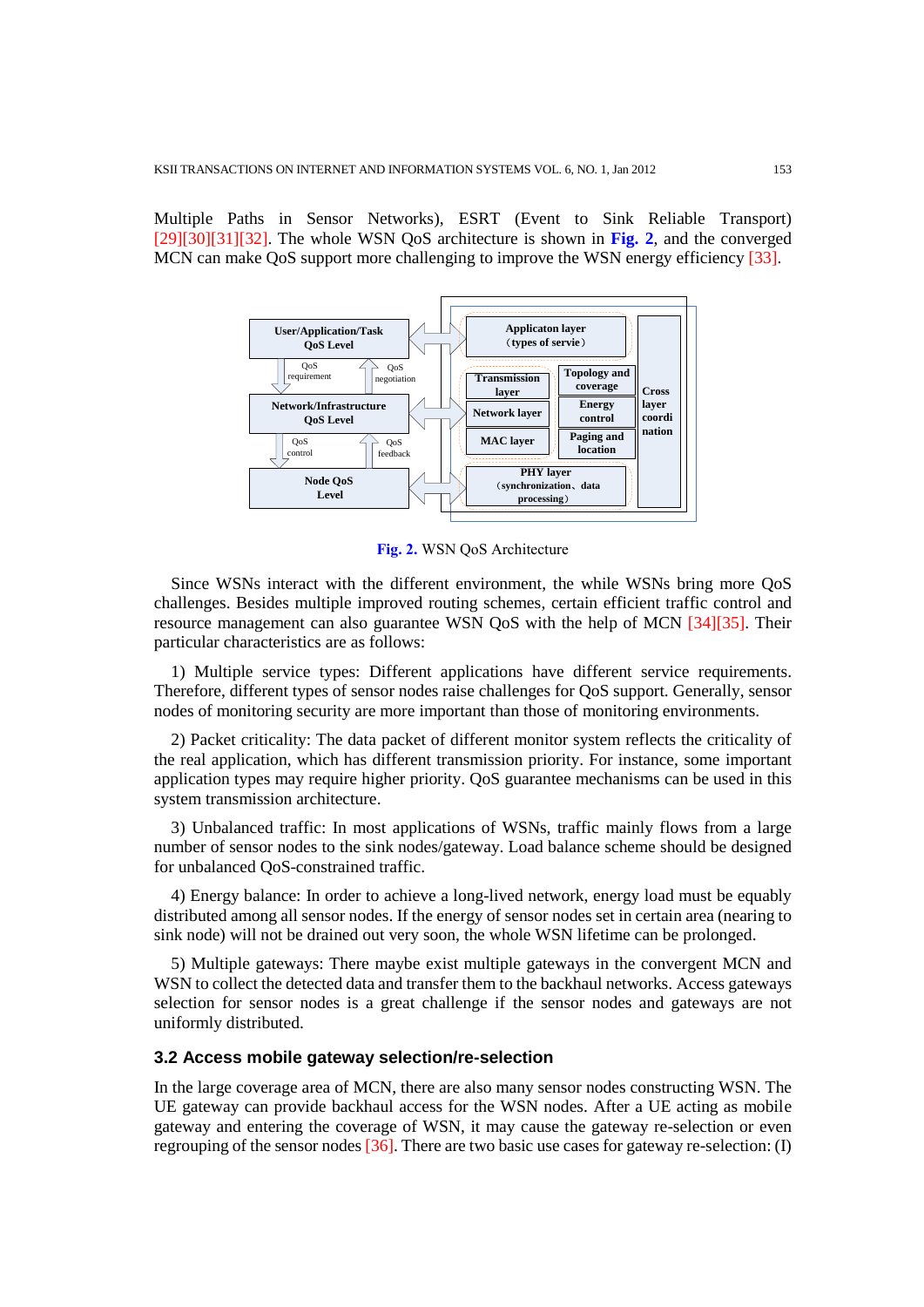Multiple Paths in Sensor Networks), ESRT (Event to Sink Reliable Transport) [29][30][31][32]. The whole WSN QoS architecture is shown in **Fig. 2**, and the converged MCN can make QoS support more challenging to improve the WSN energy efficiency [33].

**Fig. 2.** WSN QoS Architecture

Since WSNs interact with the different environment, the while WSNs bring more QoS challenges. Besides multiple improved routing schemes, certain efficient traffic control and resource management can also guarantee WSN QoS with the help of MCN [34][35]. Their particular characteristics are as follows:

1) Multiple service types: Different applications have different service requirements. Therefore, different types of sensor nodes raise challenges for QoS support. Generally, sensor nodes of monitoring security are more important than those of monitoring environments.

2) Packet criticality: The data packet of different monitor system reflects the criticality of the real application, which has different transmission priority. For instance, some important application types may require higher priority. QoS guarantee mechanisms can be used in this system transmission architecture.

3) Unbalanced traffic: In most applications of WSNs, traffic mainly flows from a large number of sensor nodes to the sink nodes/gateway. Load balance scheme should be designed for unbalanced QoS-constrained traffic.

4) Energy balance: In order to achieve a long-lived network, energy load must be equably distributed among all sensor nodes. If the energy of sensor nodes set in certain area (nearing to sink node) will not be drained out very soon, the whole WSN lifetime can be prolonged.

5) Multiple gateways: There maybe exist multiple gateways in the convergent MCN and WSN to collect the detected data and transfer them to the backhaul networks. Access gateways selection for sensor nodes is a great challenge if the sensor nodes and gateways are not uniformly distributed.

### 3.2 Access mobile gateway selection/re-selection

In the large coverage area of MCN, there are also many sensor nodes constructing WSN. The UE gateway can provide backhaul access for the WSN nodes. After a UE acting as mobile gateway and entering the coverage of WSN, it may cause the gateway re-selection or even regrouping of the sensor nodes [36]. There are two basic use cases for gateway re-selection: (I)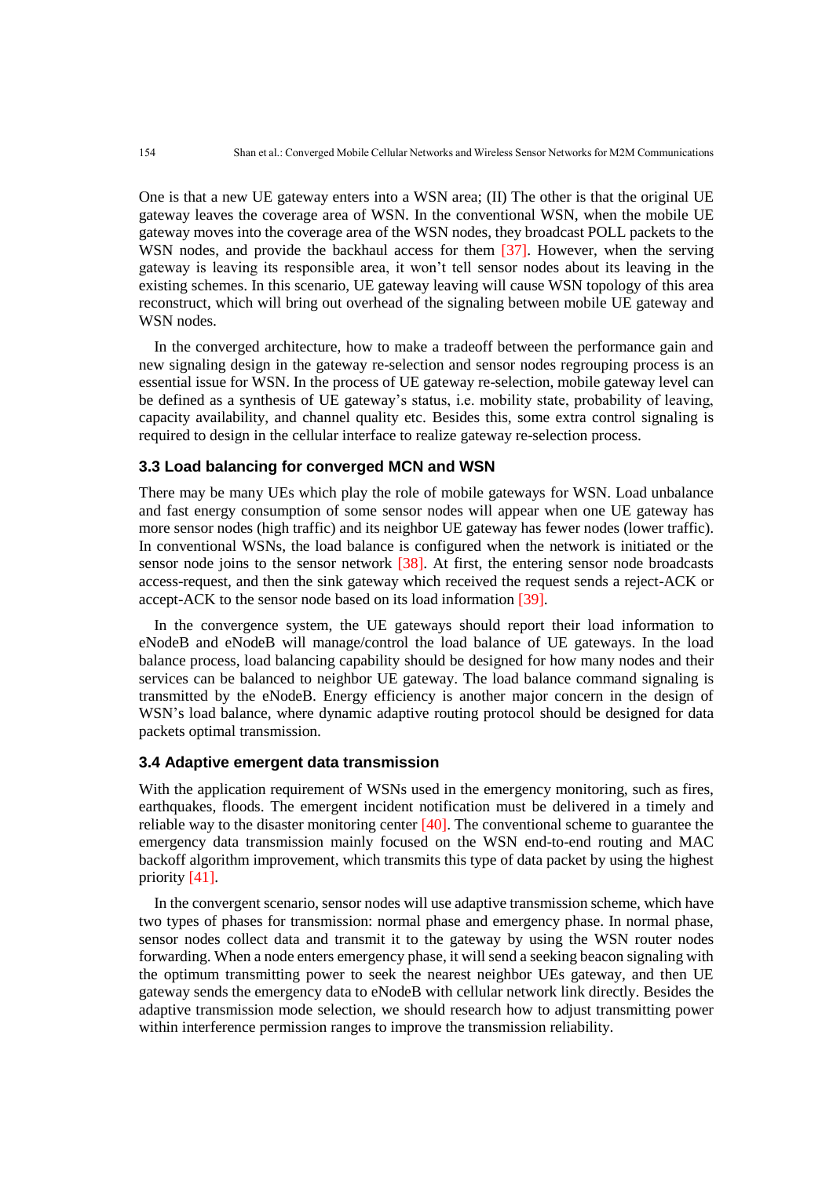One is that a new UE gateway enters into a WSN area; (II) The other is that the original UE gateway leaves the coverage area of WSN. In the conventional WSN, when the mobile UE gateway moves into the coverage area of the WSN nodes, they broadcast POLL packets to the WSN nodes, and provide the backhaul access for them [37]. However, when the serving gateway is leaving its responsible area, it won't tell sensor nodes about its leaving in the existing schemes. In this scenario, UE gateway leaving will cause WSN topology of this area reconstruct, which will bring out overhead of the signaling between mobile UE gateway and WSN nodes.

In the converged architecture, how to make a tradeoff between the performance gain and new signaling design in the gateway re-selection and sensor nodes regrouping process is an essential issue for WSN. In the process of UE gateway re-selection, mobile gateway level can be defined as a synthesis of UE gateway's status, i.e. mobility state, probability of leaving, capacity availability, and channel quality etc. Besides this, some extra control signaling is required to design in the cellular interface to realize gateway re-selection process.

### 3.3 Load balancing for converged MCN and WSN

There may be many UEs which play the role of mobile gateways for WSN. Load unbalance and fast energy consumption of some sensor nodes will appear when one UE gateway has more sensor nodes (high traffic) and its neighbor UE gateway has fewer nodes (lower traffic). In conventional WSNs, the load balance is configured when the network is initiated or the sensor node joins to the sensor network [38]. At first, the entering sensor node broadcasts access-request, and then the sink gateway which received the request sends a reject-ACK or accept-ACK to the sensor node based on its load information [39].

In the convergence system, the UE gateways should report their load information to eNodeB and eNodeB will manage/control the load balance of UE gateways. In the load balance process, load balancing capability should be designed for how many nodes and their services can be balanced to neighbor UE gateway. The load balance command signaling is transmitted by the eNodeB. Energy efficiency is another major concern in the design of WSN's load balance, where dynamic adaptive routing protocol should be designed for data packets optimal transmission.

### 3.4 Adaptive emergent data transmission

With the application requirement of WSNs used in the emergency monitoring, such as fires, earthquakes, floods. The emergent incident notification must be delivered in a timely and reliable way to the disaster monitoring center [40]. The conventional scheme to guarantee the emergency data transmission mainly focused on the WSN end-to-end routing and MAC backoff algorithm improvement, which transmits this type of data packet by using the highest priority [41].

In the convergent scenario, sensor nodes will use adaptive transmission scheme, which have two types of phases for transmission: normal phase and emergency phase. In normal phase, sensor nodes collect data and transmit it to the gateway by using the WSN router nodes forwarding. When a node enters emergency phase, it will send a seeking beacon signaling with the optimum transmitting power to seek the nearest neighbor UEs gateway, and then UE gateway sends the emergency data to eNodeB with cellular network link directly. Besides the adaptive transmission mode selection, we should research how to adjust transmitting power within interference permission ranges to improve the transmission reliability.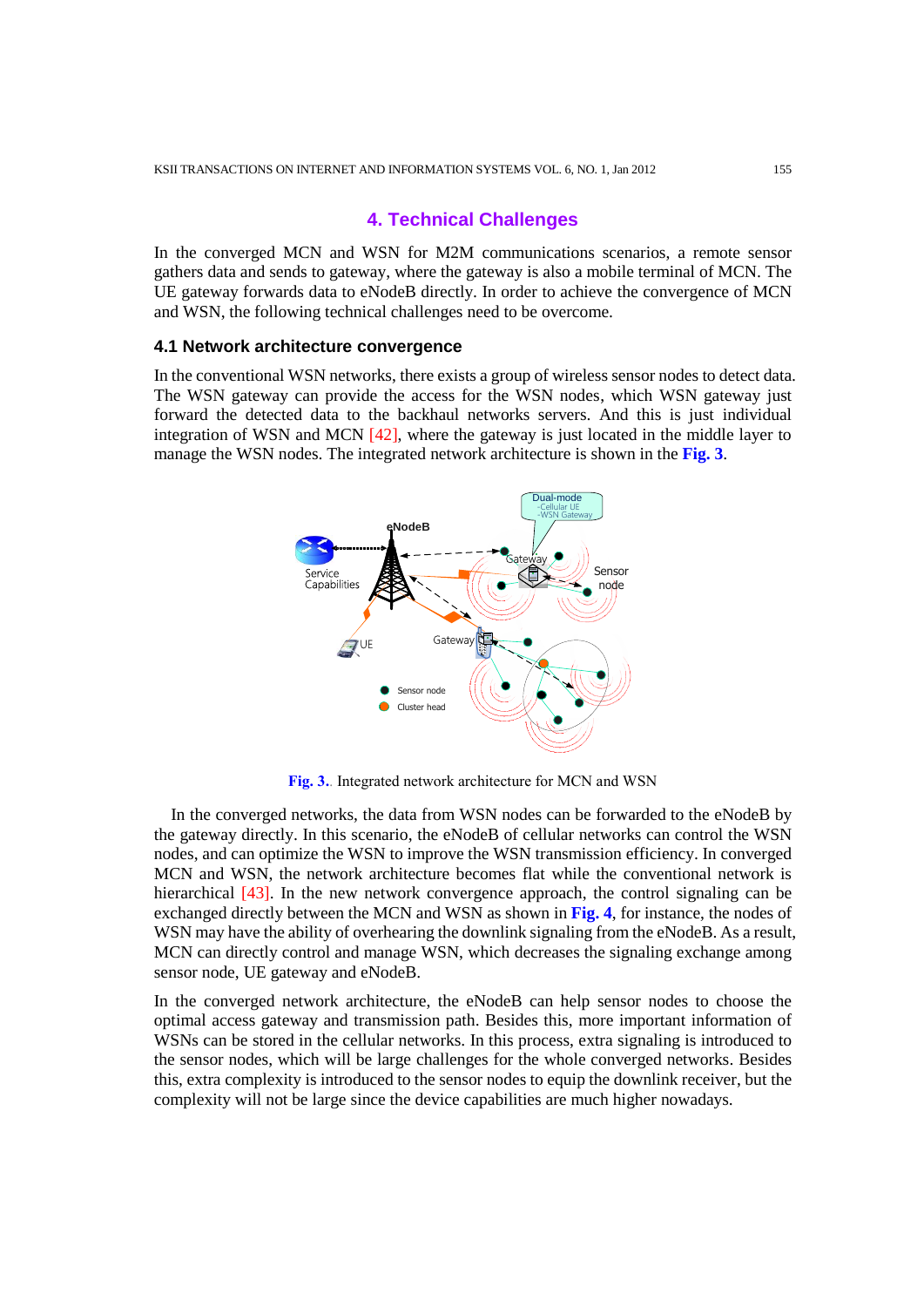## 4. Technical Challenges

In the converged MCN and WSN for M2M communications scenarios, a remote sensor gathers data and sends to gateway, where the gateway is also a mobile terminal of MCN. The UE gateway forwards data to eNodeB directly. In order to achieve the convergence of MCN and WSN, the following technical challenges need to be overcome.

### 4.1 Network architecture convergence

In the conventional WSN networks, there exists a group of wireless sensor nodes to detect data. The WSN gateway can provide the access for the WSN nodes, which WSN gateway just forward the detected data to the backhaul networks servers. And this is just individual integration of WSN and MCN [42], where the gateway is just located in the middle layer to manage the WSN nodes. The integrated network architecture is shown in the **Fig. 3**.

**Fig. 3.**. Integrated network architecture for MCN and WSN

In the converged networks, the data from WSN nodes can be forwarded to the eNodeB by the gateway directly. In this scenario, the eNodeB of cellular networks can control the WSN nodes, and can optimize the WSN to improve the WSN transmission efficiency. In converged MCN and WSN, the network architecture becomes flat while the conventional network is hierarchical [43]. In the new network convergence approach, the control signaling can be exchanged directly between the MCN and WSN as shown in **Fig. 4**, for instance, the nodes of WSN may have the ability of overhearing the downlink signaling from the eNodeB. As a result, MCN can directly control and manage WSN, which decreases the signaling exchange among sensor node, UE gateway and eNodeB.

In the converged network architecture, the eNodeB can help sensor nodes to choose the optimal access gateway and transmission path. Besides this, more important information of WSNs can be stored in the cellular networks. In this process, extra signaling is introduced to the sensor nodes, which will be large challenges for the whole converged networks. Besides this, extra complexity is introduced to the sensor nodes to equip the downlink receiver, but the complexity will not be large since the device capabilities are much higher nowadays.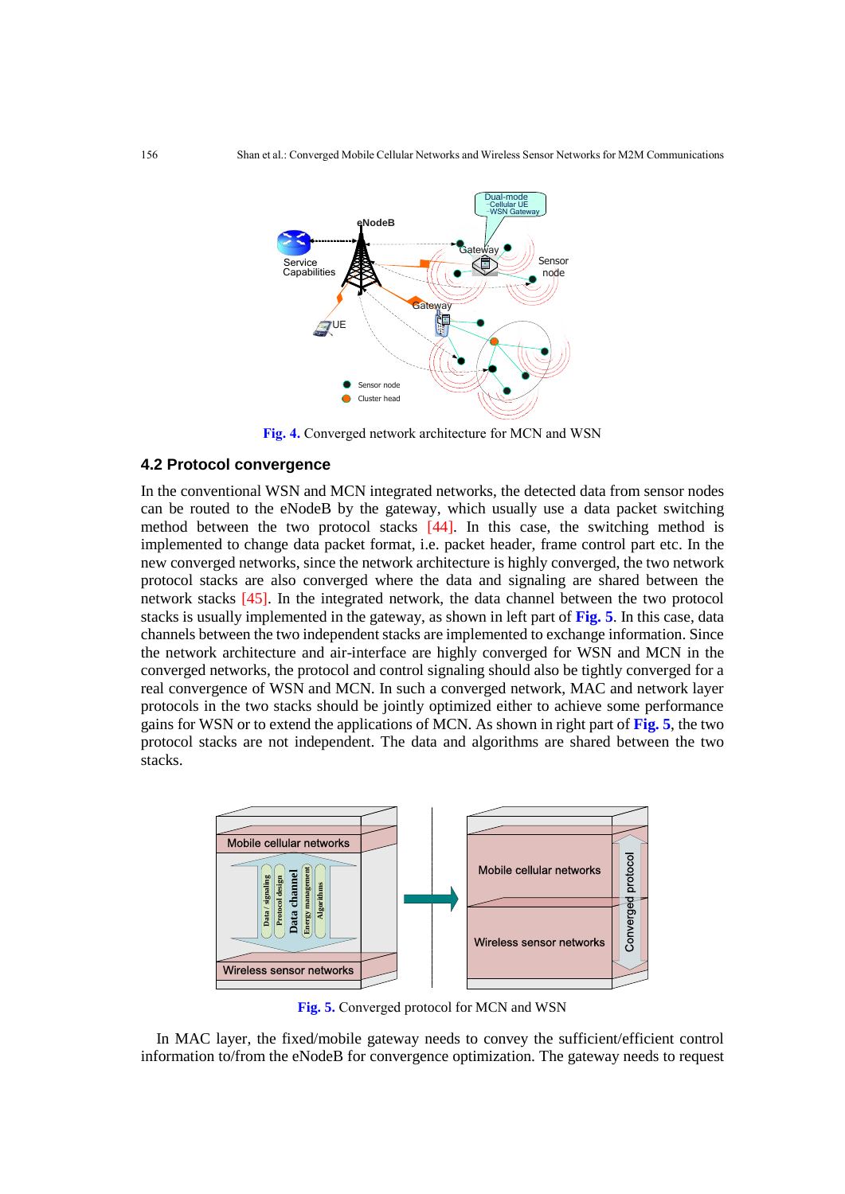Fig. 4. Converged network architecture for MCN and WSN

### 4.2 Protocol convergence

In the conventional WSN and MCN integrated networks, the detected data from sensor nodes can be routed to the eNodeB by the gateway, which usually use a data packet switching method between the two protocol stacks [44]. In this case, the switching method is implemented to change data packet format, i.e. packet header, frame control part etc. In the new converged networks, since the network architecture is highly converged, the two network protocol stacks are also converged where the data and signaling are shared between the network stacks [45]. In the integrated network, the data channel between the two protocol stacks is usually implemented in the gateway, as shown in left part of Fig. 5. In this case, data channels between the two independent stacks are implemented to exchange information. Since the network architecture and air-interface are highly converged for WSN and MCN in the converged networks, the protocol and control signaling should also be tightly converged for a real convergence of WSN and MCN. In such a converged network, MAC and network layer protocols in the two stacks should be jointly optimized either to achieve some performance gains for WSN or to extend the applications of MCN. As shown in right part of Fig. 5, the two protocol stacks are not independent. The data and algorithms are shared between the two stacks.

Fig. 5. Converged protocol for MCN and WSN

In MAC layer, the fixed/mobile gateway needs to convey the sufficient/efficient control information to/from the eNodeB for convergence optimization. The gateway needs to request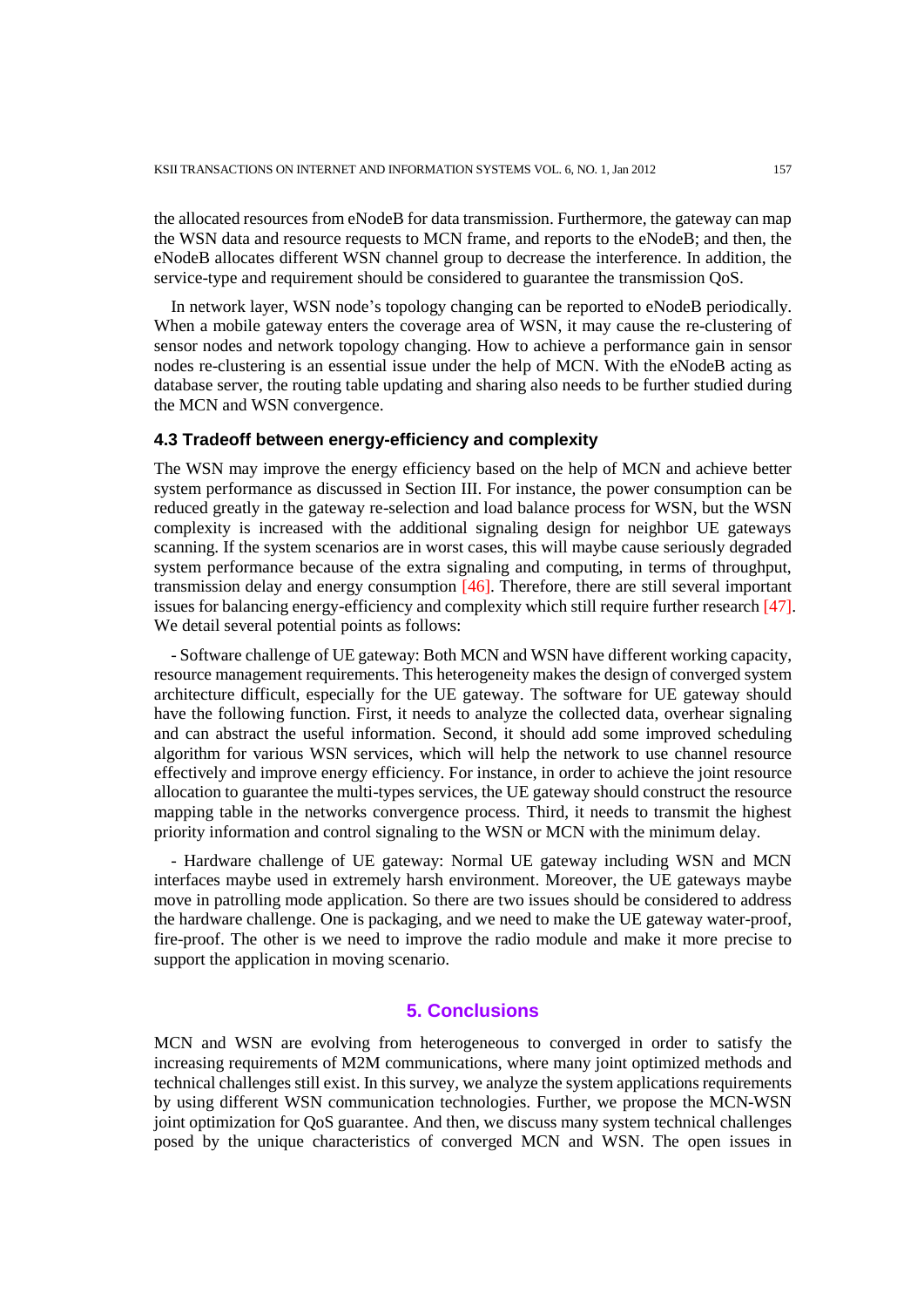the allocated resources from eNodeB for data transmission. Furthermore, the gateway can map the WSN data and resource requests to MCN frame, and reports to the eNodeB; and then, the eNodeB allocates different WSN channel group to decrease the interference. In addition, the service-type and requirement should be considered to guarantee the transmission QoS.

In network layer, WSN node's topology changing can be reported to eNodeB periodically. When a mobile gateway enters the coverage area of WSN, it may cause the re-clustering of sensor nodes and network topology changing. How to achieve a performance gain in sensor nodes re-clustering is an essential issue under the help of MCN. With the eNodeB acting as database server, the routing table updating and sharing also needs to be further studied during the MCN and WSN convergence.

### 4.3 Tradeoff between energy-efficiency and complexity

The WSN may improve the energy efficiency based on the help of MCN and achieve better system performance as discussed in Section III. For instance, the power consumption can be reduced greatly in the gateway re-selection and load balance process for WSN, but the WSN complexity is increased with the additional signaling design for neighbor UE gateways scanning. If the system scenarios are in worst cases, this will maybe cause seriously degraded system performance because of the extra signaling and computing, in terms of throughput, transmission delay and energy consumption [46]. Therefore, there are still several important issues for balancing energy-efficiency and complexity which still require further research [47]. We detail several potential points as follows:

- Software challenge of UE gateway: Both MCN and WSN have different working capacity, resource management requirements. This heterogeneity makes the design of converged system architecture difficult, especially for the UE gateway. The software for UE gateway should have the following function. First, it needs to analyze the collected data, overhear signaling and can abstract the useful information. Second, it should add some improved scheduling algorithm for various WSN services, which will help the network to use channel resource effectively and improve energy efficiency. For instance, in order to achieve the joint resource allocation to guarantee the multi-types services, the UE gateway should construct the resource mapping table in the networks convergence process. Third, it needs to transmit the highest priority information and control signaling to the WSN or MCN with the minimum delay.

- Hardware challenge of UE gateway: Normal UE gateway including WSN and MCN interfaces maybe used in extremely harsh environment. Moreover, the UE gateways maybe move in patrolling mode application. So there are two issues should be considered to address the hardware challenge. One is packaging, and we need to make the UE gateway water-proof, fire-proof. The other is we need to improve the radio module and make it more precise to support the application in moving scenario.

## 5. Conclusions

MCN and WSN are evolving from heterogeneous to converged in order to satisfy the increasing requirements of M2M communications, where many joint optimized methods and technical challenges still exist. In this survey, we analyze the system applications requirements by using different WSN communication technologies. Further, we propose the MCN-WSN joint optimization for QoS guarantee. And then, we discuss many system technical challenges posed by the unique characteristics of converged MCN and WSN. The open issues in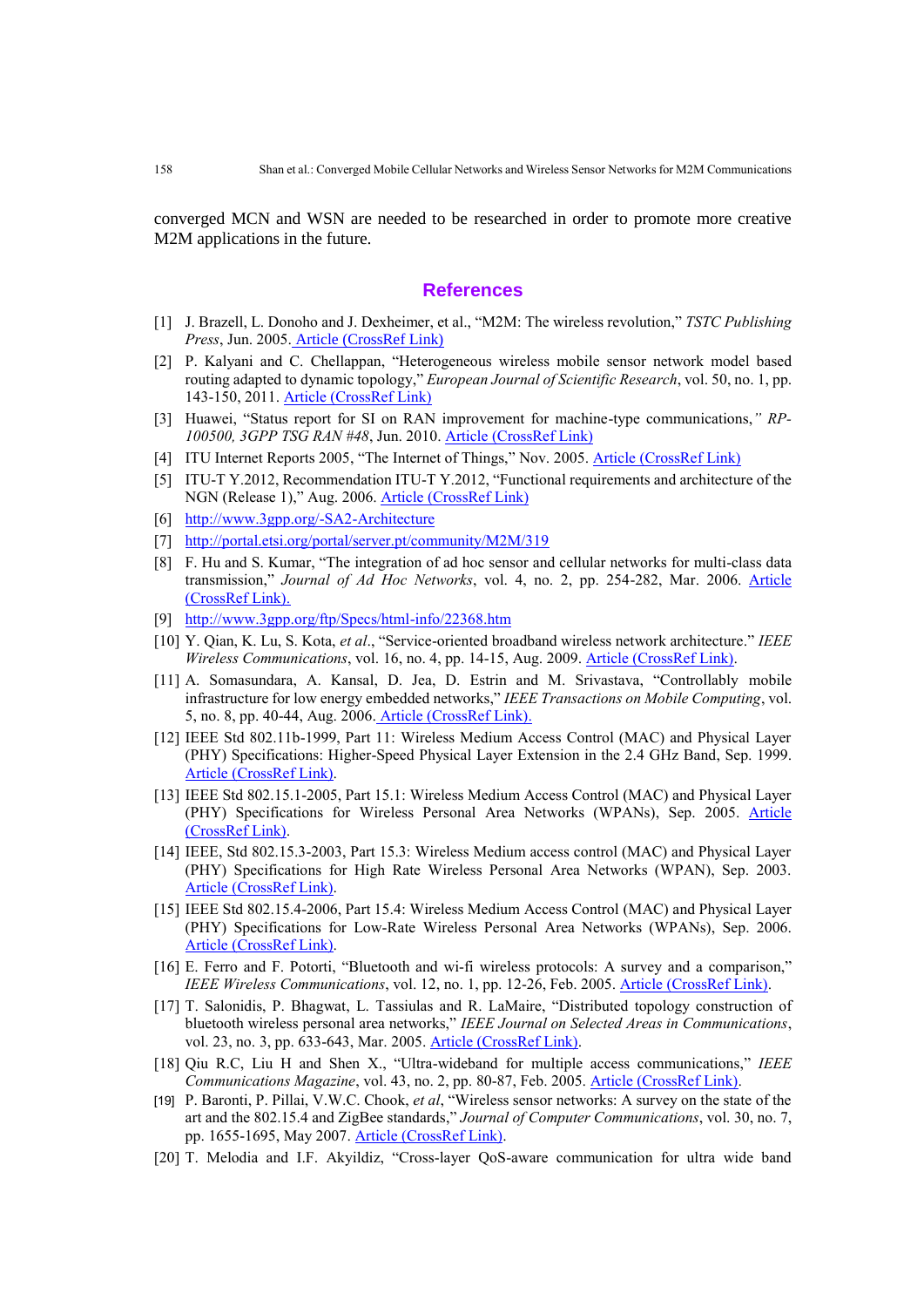converged MCN and WSN are needed to be researched in order to promote more creative M2M applications in the future.

## References

[1] J. Brazell, L. Donoho and J. Dexheimer, et al., "M2M: The wireless revolution," *TSTC Publishing Press*, Jun. 2005. Article (CrossRef Link)

[2] P. Kalyani and C. Chellappan, "Heterogeneous wireless mobile sensor network model based routing adapted to dynamic topology," *European Journal of Scientific Research*, vol. 50, no. 1, pp. 143-150, 2011. Article (CrossRef Link)

[3] Huawei, "Status report for SI on RAN improvement for machine-type communications," *RP-100500, 3GPP TSG RAN #48*, Jun. 2010. Article (CrossRef Link)

[4] ITU Internet Reports 2005, "The Internet of Things," Nov. 2005. Article (CrossRef Link)

[5] ITU-T Y.2012, Recommendation ITU-T Y.2012, "Functional requirements and architecture of the NGN (Release 1)," Aug. 2006. Article (CrossRef Link)

[6] http://www.3gpp.org/-SA2-Architecture

[7] http://portal.etsi.org/portal/server.pt/community/M2M/319

[8] F. Hu and S. Kumar, "The integration of ad hoc sensor and cellular networks for multi-class data transmission," *Journal of Ad Hoc Networks*, vol. 4, no. 2, pp. 254-282, Mar. 2006. Article (CrossRef Link).

[9] http://www.3gpp.org/ftp/Specs/html-info/22368.htm

[10] Y. Qian, K. Lu, S. Kota, *et al*., "Service-oriented broadband wireless network architecture." *IEEE Wireless Communications*, vol. 16, no. 4, pp. 14-15, Aug. 2009. Article (CrossRef Link).

[11] A. Somasundara, A. Kansal, D. Jea, D. Estrin and M. Srivastava, "Controllably mobile infrastructure for low energy embedded networks," *IEEE Transactions on Mobile Computing*, vol. 5, no. 8, pp. 40-44, Aug. 2006. Article (CrossRef Link).

[12] IEEE Std 802.11b-1999, Part 11: Wireless Medium Access Control (MAC) and Physical Layer (PHY) Specifications: Higher-Speed Physical Layer Extension in the 2.4 GHz Band, Sep. 1999. Article (CrossRef Link).

[13] IEEE Std 802.15.1-2005, Part 15.1: Wireless Medium Access Control (MAC) and Physical Layer (PHY) Specifications for Wireless Personal Area Networks (WPANs), Sep. 2005. Article (CrossRef Link).

[14] IEEE, Std 802.15.3-2003, Part 15.3: Wireless Medium access control (MAC) and Physical Layer (PHY) Specifications for High Rate Wireless Personal Area Networks (WPAN), Sep. 2003. Article (CrossRef Link).

[15] IEEE Std 802.15.4-2006, Part 15.4: Wireless Medium Access Control (MAC) and Physical Layer (PHY) Specifications for Low-Rate Wireless Personal Area Networks (WPANs), Sep. 2006. Article (CrossRef Link).

[16] E. Ferro and F. Potorti, "Bluetooth and wi-fi wireless protocols: A survey and a comparison," *IEEE Wireless Communications*, vol. 12, no. 1, pp. 12-26, Feb. 2005. Article (CrossRef Link).

[17] T. Salonidis, P. Bhagwat, L. Tassiulas and R. LaMaire, "Distributed topology construction of bluetooth wireless personal area networks," *IEEE Journal on Selected Areas in Communications*, vol. 23, no. 3, pp. 633-643, Mar. 2005. Article (CrossRef Link).

[18] Qiu R.C, Liu H and Shen X., "Ultra-wideband for multiple access communications," *IEEE Communications Magazine*, vol. 43, no. 2, pp. 80-87, Feb. 2005. Article (CrossRef Link).

[19] P. Baronti, P. Pillai, V.W.C. Chook, *et al*, "Wireless sensor networks: A survey on the state of the art and the 802.15.4 and ZigBee standards," *Journal of Computer Communications*, vol. 30, no. 7, pp. 1655-1695, May 2007. Article (CrossRef Link).

[20] T. Melodia and I.F. Akyildiz, "Cross-layer QoS-aware communication for ultra wide band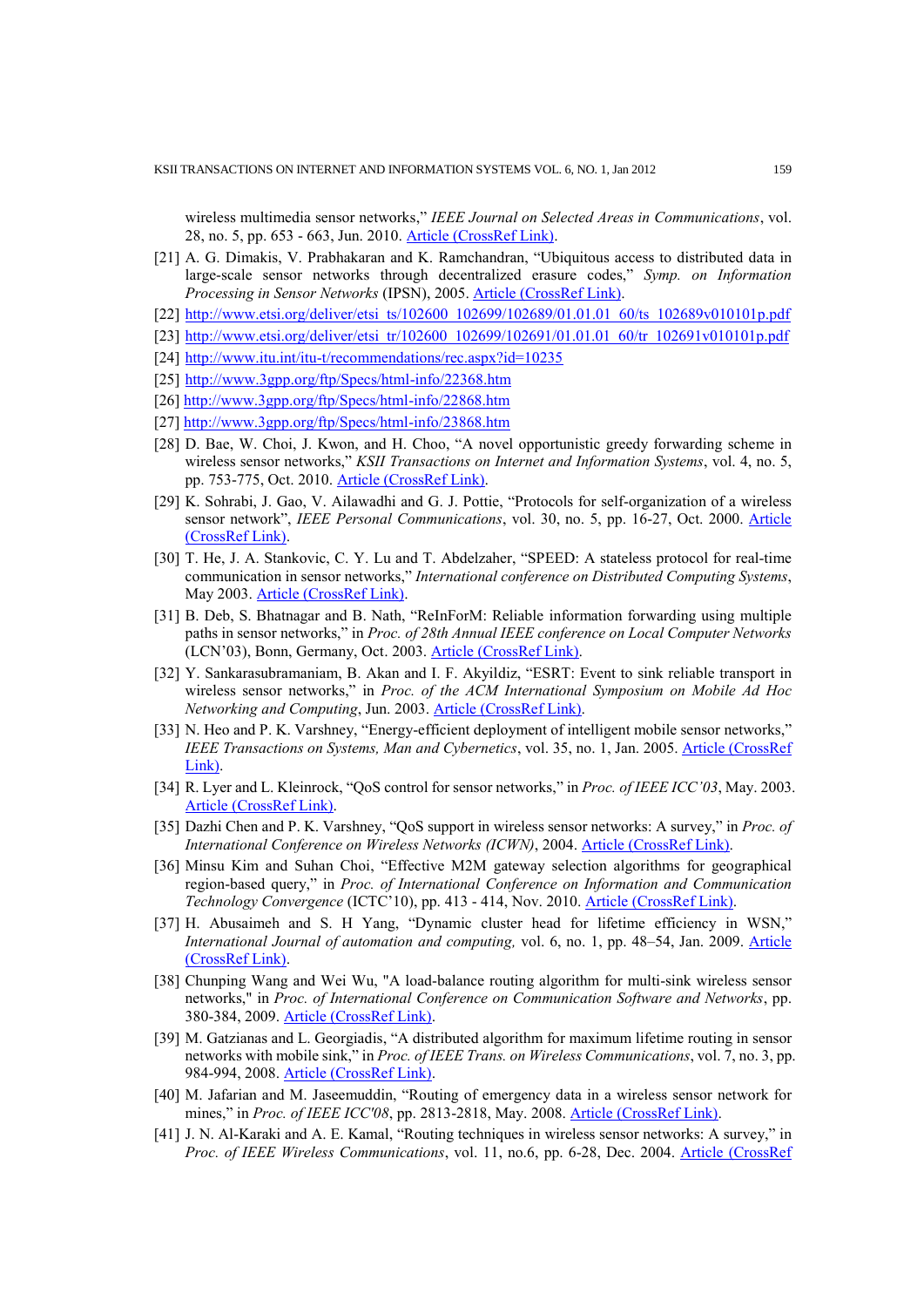wireless multimedia sensor networks," *IEEE Journal on Selected Areas in Communications*, vol. 28, no. 5, pp. 653 - 663, Jun. 2010. Article (CrossRef Link).

[21] A. G. Dimakis, V. Prabhakaran and K. Ramchandran, "Ubiquitous access to distributed data in large-scale sensor networks through decentralized erasure codes," *Symp. on Information Processing in Sensor Networks* (IPSN), 2005. Article (CrossRef Link).

[22] http://www.etsi.org/deliver/etsi_ts/102600_102699/102689/01.01.01_60/ts_102689v010101p.pdf

[23] http://www.etsi.org/deliver/etsi_tr/102600_102699/102691/01.01.01_60/tr_102691v010101p.pdf

[24] http://www.itu.int/itu-t/recommendations/rec.aspx?id=10235

[25] http://www.3gpp.org/ftp/Specs/html-info/22368.htm

[26] http://www.3gpp.org/ftp/Specs/html-info/22868.htm

[27] http://www.3gpp.org/ftp/Specs/html-info/23868.htm

[28] D. Bae, W. Choi, J. Kwon, and H. Choo, "A novel opportunistic greedy forwarding scheme in wireless sensor networks," *KSII Transactions on Internet and Information Systems*, vol. 4, no. 5, pp. 753-775, Oct. 2010. Article (CrossRef Link).

[29] K. Sohrabi, J. Gao, V. Ailawadhi and G. J. Pottie, "Protocols for self-organization of a wireless sensor network", *IEEE Personal Communications*, vol. 30, no. 5, pp. 16-27, Oct. 2000. Article (CrossRef Link).

[30] T. He, J. A. Stankovic, C. Y. Lu and T. Abdelzaher, "SPEED: A stateless protocol for real-time communication in sensor networks," *International conference on Distributed Computing Systems*, May 2003. Article (CrossRef Link).

[31] B. Deb, S. Bhatnagar and B. Nath, "ReInForM: Reliable information forwarding using multiple paths in sensor networks," in *Proc. of 28th Annual IEEE conference on Local Computer Networks* (LCN'03), Bonn, Germany, Oct. 2003. Article (CrossRef Link).

[32] Y. Sankarasubramaniam, B. Akan and I. F. Akyildiz, "ESRT: Event to sink reliable transport in wireless sensor networks," in *Proc. of the ACM International Symposium on Mobile Ad Hoc Networking and Computing*, Jun. 2003. Article (CrossRef Link).

[33] N. Heo and P. K. Varshney, "Energy-efficient deployment of intelligent mobile sensor networks," *IEEE Transactions on Systems, Man and Cybernetics*, vol. 35, no. 1, Jan. 2005. Article (CrossRef Link).

[34] R. Lyer and L. Kleinrock, "QoS control for sensor networks," in *Proc. of IEEE ICC'03*, May. 2003. Article (CrossRef Link).

[35] Dazhi Chen and P. K. Varshney, "QoS support in wireless sensor networks: A survey," in *Proc. of International Conference on Wireless Networks (ICWN)*, 2004. Article (CrossRef Link).

[36] Minsu Kim and Suhan Choi, "Effective M2M gateway selection algorithms for geographical region-based query," in *Proc. of International Conference on Information and Communication Technology Convergence* (ICTC'10), pp. 413 - 414, Nov. 2010. Article (CrossRef Link).

[37] H. Abusaimeh and S. H Yang, "Dynamic cluster head for lifetime efficiency in WSN," *International Journal of automation and computing,* vol. 6, no. 1, pp. 48–54, Jan. 2009. Article (CrossRef Link).

[38] Chunping Wang and Wei Wu, "A load-balance routing algorithm for multi-sink wireless sensor networks," in *Proc. of International Conference on Communication Software and Networks*, pp. 380-384, 2009. Article (CrossRef Link).

[39] M. Gatzianas and L. Georgiadis, "A distributed algorithm for maximum lifetime routing in sensor networks with mobile sink," in *Proc. of IEEE Trans. on Wireless Communications*, vol. 7, no. 3, pp. 984-994, 2008. Article (CrossRef Link).

[40] M. Jafarian and M. Jaseemuddin, "Routing of emergency data in a wireless sensor network for mines," in *Proc. of IEEE ICC'08*, pp. 2813-2818, May. 2008. Article (CrossRef Link).

[41] J. N. Al-Karaki and A. E. Kamal, "Routing techniques in wireless sensor networks: A survey," in *Proc. of IEEE Wireless Communications*, vol. 11, no.6, pp. 6-28, Dec. 2004. Article (CrossRef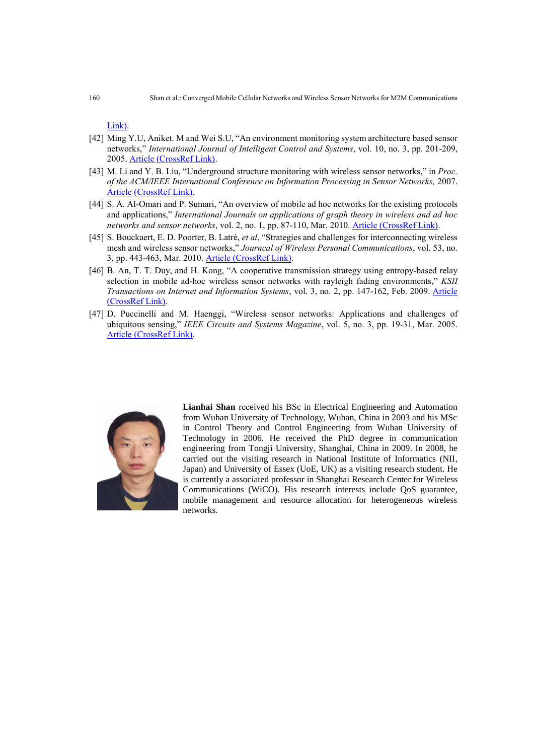Link).

[42] Ming Y.U, Aniket. M and Wei S.U, "An environment monitoring system architecture based sensor networks," *International Journal of Intelligent Control and Systems*, vol. 10, no. 3, pp. 201-209, 2005. Article (CrossRef Link).

[43] M. Li and Y. B. Liu, "Underground structure monitoring with wireless sensor networks," in *Proc. of the ACM/IEEE International Conference on Information Processing in Sensor Networks,* 2007. Article (CrossRef Link).

[44] S. A. Al-Omari and P. Sumari, "An overview of mobile ad hoc networks for the existing protocols and applications," *International Journals on applications of graph theory in wireless and ad hoc networks and sensor networks*, vol. 2, no. 1, pp. 87-110, Mar. 2010. Article (CrossRef Link).

[45] S. Bouckaert, E. D. Poorter, B. Latré, *et al*, "Strategies and challenges for interconnecting wireless mesh and wireless sensor networks," *Journcal of Wireless Personal Communications*, vol. 53, no. 3, pp. 443-463, Mar. 2010. Article (CrossRef Link).

[46] B. An, T. T. Duy, and H. Kong, "A cooperative transmission strategy using entropy-based relay selection in mobile ad-hoc wireless sensor networks with rayleigh fading environments," *KSII Transactions on Internet and Information Systems*, vol. 3, no. 2, pp. 147-162, Feb. 2009. Article (CrossRef Link).

[47] D. Puccinelli and M. Haenggi, "Wireless sensor networks: Applications and challenges of ubiquitous sensing," *IEEE Circuits and Systems Magazine*, vol. 5, no. 3, pp. 19-31, Mar. 2005. Article (CrossRef Link).

**Lianhai Shan** received his BSc in Electrical Engineering and Automation from Wuhan University of Technology, Wuhan, China in 2003 and his MSc in Control Theory and Control Engineering from Wuhan University of Technology in 2006. He received the PhD degree in communication engineering from Tongji University, Shanghai, China in 2009. In 2008, he carried out the visiting research in National Institute of Informatics (NII, Japan) and University of Essex (UoE, UK) as a visiting research student. He is currently a associated professor in Shanghai Research Center for Wireless Communications (WiCO). His research interests include QoS guarantee, mobile management and resource allocation for heterogeneous wireless networks.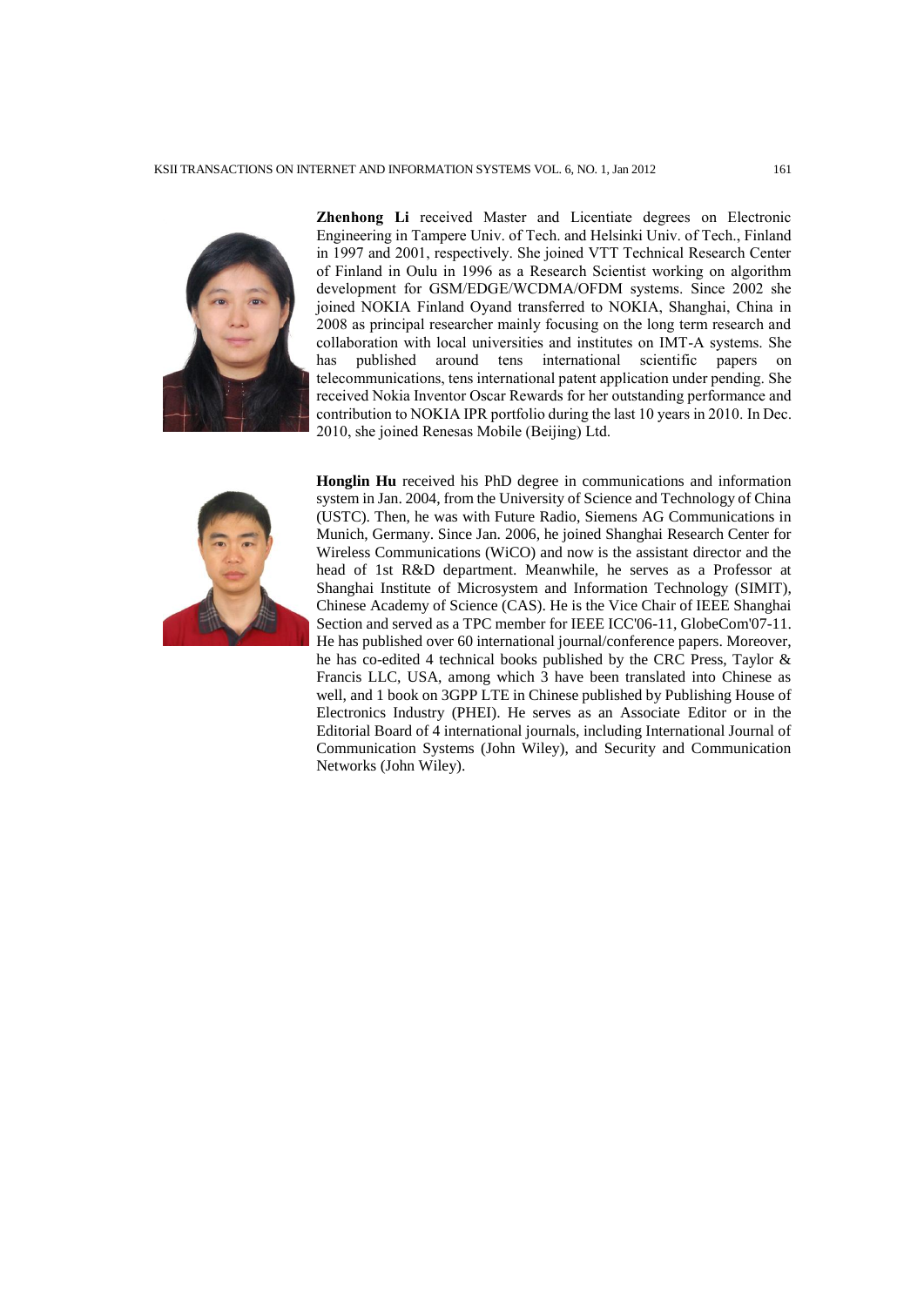**Zhenhong Li** received Master and Licentiate degrees on Electronic Engineering in Tampere Univ. of Tech. and Helsinki Univ. of Tech., Finland in 1997 and 2001, respectively. She joined VTT Technical Research Center of Finland in Oulu in 1996 as a Research Scientist working on algorithm development for GSM/EDGE/WCDMA/OFDM systems. Since 2002 she joined NOKIA Finland Oyand transferred to NOKIA, Shanghai, China in 2008 as principal researcher mainly focusing on the long term research and collaboration with local universities and institutes on IMT-A systems. She has published around tens international scientific papers on telecommunications, tens international patent application under pending. She received Nokia Inventor Oscar Rewards for her outstanding performance and contribution to NOKIA IPR portfolio during the last 10 years in 2010. In Dec. 2010, she joined Renesas Mobile (Beijing) Ltd.

**Honglin Hu** received his PhD degree in communications and information system in Jan. 2004, from the University of Science and Technology of China (USTC). Then, he was with Future Radio, Siemens AG Communications in Munich, Germany. Since Jan. 2006, he joined Shanghai Research Center for Wireless Communications (WiCO) and now is the assistant director and the head of 1st R&D department. Meanwhile, he serves as a Professor at Shanghai Institute of Microsystem and Information Technology (SIMIT), Chinese Academy of Science (CAS). He is the Vice Chair of IEEE Shanghai Section and served as a TPC member for IEEE ICC'06-11, GlobeCom'07-11. He has published over 60 international journal/conference papers. Moreover, he has co-edited 4 technical books published by the CRC Press, Taylor & Francis LLC, USA, among which 3 have been translated into Chinese as well, and 1 book on 3GPP LTE in Chinese published by Publishing House of Electronics Industry (PHEI). He serves as an Associate Editor or in the Editorial Board of 4 international journals, including International Journal of Communication Systems (John Wiley), and Security and Communication Networks (John Wiley).